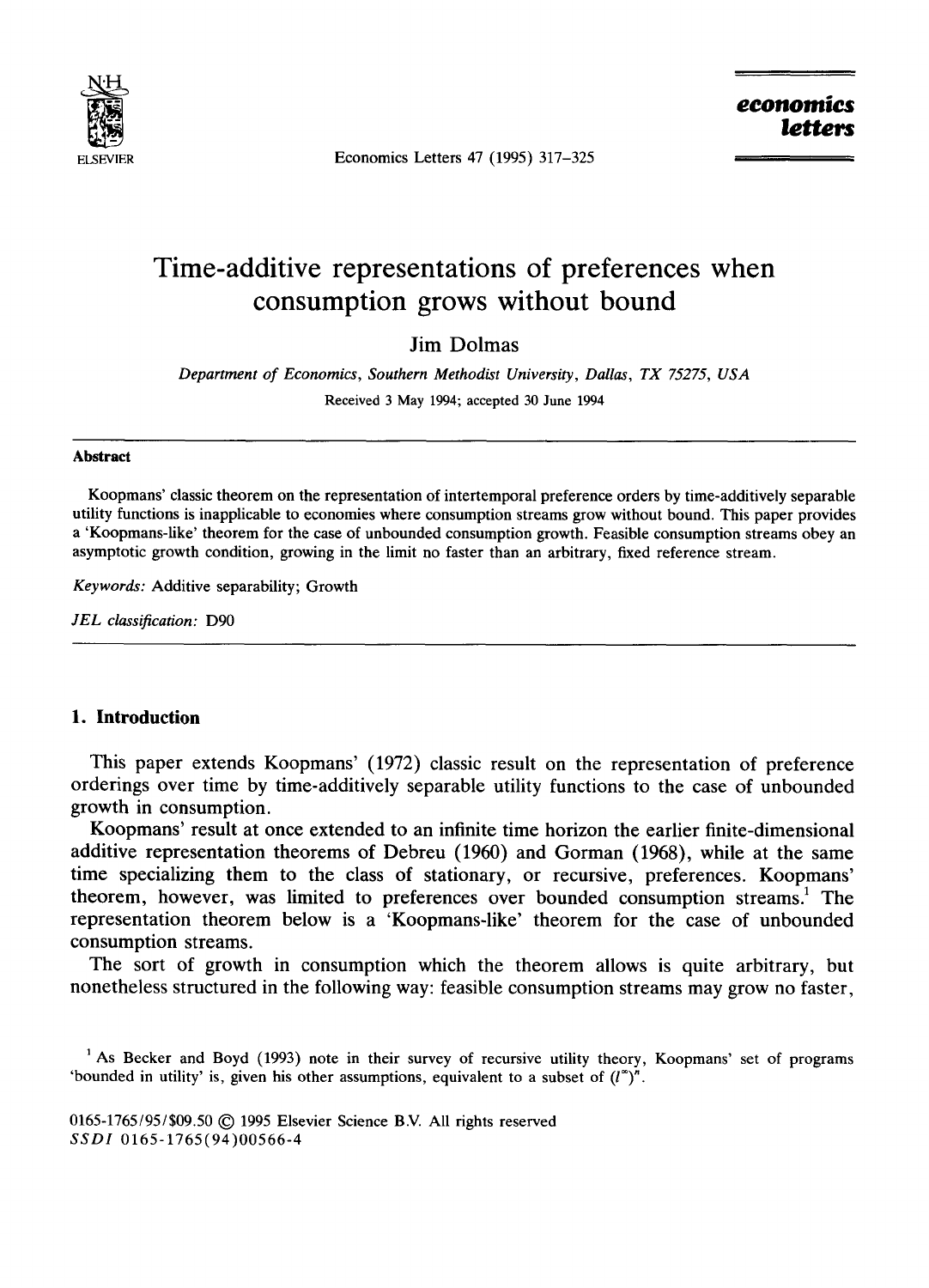# Time-additive representations of preferences when consumption grows without bound

Jim Dolmas

*Department of Economics, Southern Methodist University, Dallas, TX 75275, USA*

Received 3 May 1994; accepted 30 June 1994

## Abstract

Koopmans' classic theorem on the representation of intertemporal preference orders by time-additively separable utility functions is inapplicable to economies where consumption streams grow without bound. This paper provides a 'Koopmans-like' theorem for the case of unbounded consumption growth. Feasible consumption streams obey an asymptotic growth condition, growing in the limit no faster than an arbitrary, fixed reference stream.

*Keywords:* Additive separability; Growth

*JEL classification:* D90

## 1. Introduction

This paper extends Koopmans' (1972) classic result on the representation of preference orderings over time by time-additively separable utility functions to the case of unbounded growth in consumption.

Koopmans' result at once extended to an infinite time horizon the earlier finite-dimensional additive representation theorems of Debreu (1960) and Gorman (1968), while at the same time specializing them to the class of stationary, or recursive, preferences. Koopmans' theorem, however, was limited to preferences over bounded consumption streams.[1] The representation theorem below is a 'Koopmans-like' theorem for the case of unbounded consumption streams.

The sort of growth in consumption which the theorem allows is quite arbitrary, but nonetheless structured in the following way: feasible consumption streams may grow no faster,

[1] As Becker and Boyd (1993) note in their survey of recursive utility theory, Koopmans' set of programs 'bounded in utility' is, given his other assumptions, equivalent to a subset of $(l^{\infty})^{n}$.

0165-1765/95/$09.50 © 1995 Elsevier Science B.V. All rights reserved
*SSDI* 0165-1765(94)00566-4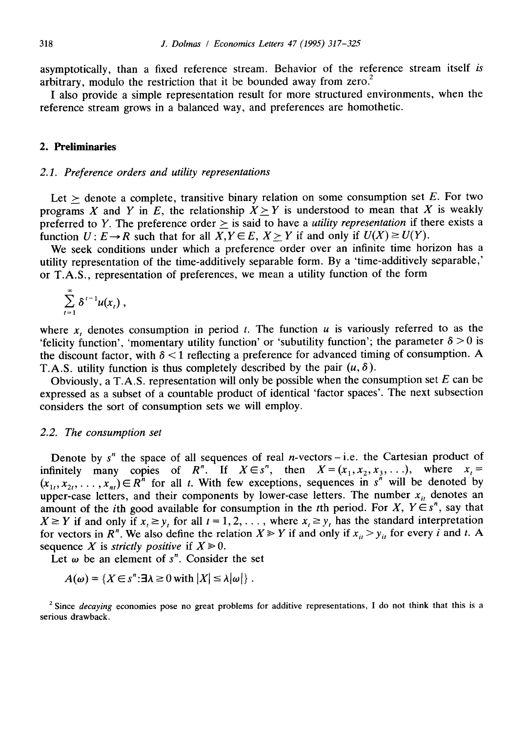asymptotically, than a fixed reference stream. Behavior of the reference stream itself *is* arbitrary, modulo the restriction that it be bounded away from zero.[2]

I also provide a simple representation result for more structured environments, when the reference stream grows in a balanced way, and preferences are homothetic.

## 2. Preliminaries

### 2.1. Preference orders and utility representations

Let $\succeq$ denote a complete, transitive binary relation on some consumption set $E$. For two programs $X$ and $Y$ in $E$, the relationship $X \succeq Y$ is understood to mean that $X$ is weakly preferred to $Y$. The preference order $\succeq$ is said to have a *utility representation* if there exists a function $U: E \to R$ such that for all $X, Y \in E$, $X \succeq Y$ if and only if $U(X) \geq U(Y)$.

We seek conditions under which a preference order over an infinite time horizon has a utility representation of the time-additively separable form. By a 'time-additively separable,' or T.A.S., representation of preferences, we mean a utility function of the form

$$\sum_{t=1}^{\infty} \delta^{t-1} u(x_t) ,$$

where $x_t$ denotes consumption in period $t$. The function $u$ is variously referred to as the 'felicity function', 'momentary utility function' or 'subutility function'; the parameter $\delta > 0$ is the discount factor, with $\delta < 1$ reflecting a preference for advanced timing of consumption. A T.A.S. utility function is thus completely described by the pair $(u, \delta)$.

Obviously, a T.A.S. representation will only be possible when the consumption set $E$ can be expressed as a subset of a countable product of identical 'factor spaces'. The next subsection considers the sort of consumption sets we will employ.

### 2.2. The consumption set

Denote by $s^n$ the space of all sequences of real $n$-vectors – i.e. the Cartesian product of infinitely many copies of $R^n$. If $X \in s^n$, then $X = (x_1, x_2, x_3, \ldots)$, where $x_t = (x_{1t}, x_{2t}, \ldots, x_{nt}) \in R^n$ for all $t$. With few exceptions, sequences in $s^n$ will be denoted by upper-case letters, and their components by lower-case letters. The number $x_{it}$ denotes an amount of the $i$th good available for consumption in the $t$th period. For $X$, $Y \in s^n$, say that $X \geq Y$ if and only if $x_t \geq y_t$ for all $t = 1, 2, \ldots$, where $x_t \geq y_t$ has the standard interpretation for vectors in $R^n$. We also define the relation $X \gg Y$ if and only if $x_{it} > y_{it}$ for every $i$ and $t$. A sequence $X$ is *strictly positive* if $X \gg 0$.

Let $\omega$ be an element of $s^n$. Consider the set

$$A(\omega) = \{X \in s^n : \exists \lambda \geq 0 \text{ with } |X| \leq \lambda |\omega|\} .$$

[2] Since *decaying* economies pose no great problems for additive representations, I do not think that this is a serious drawback.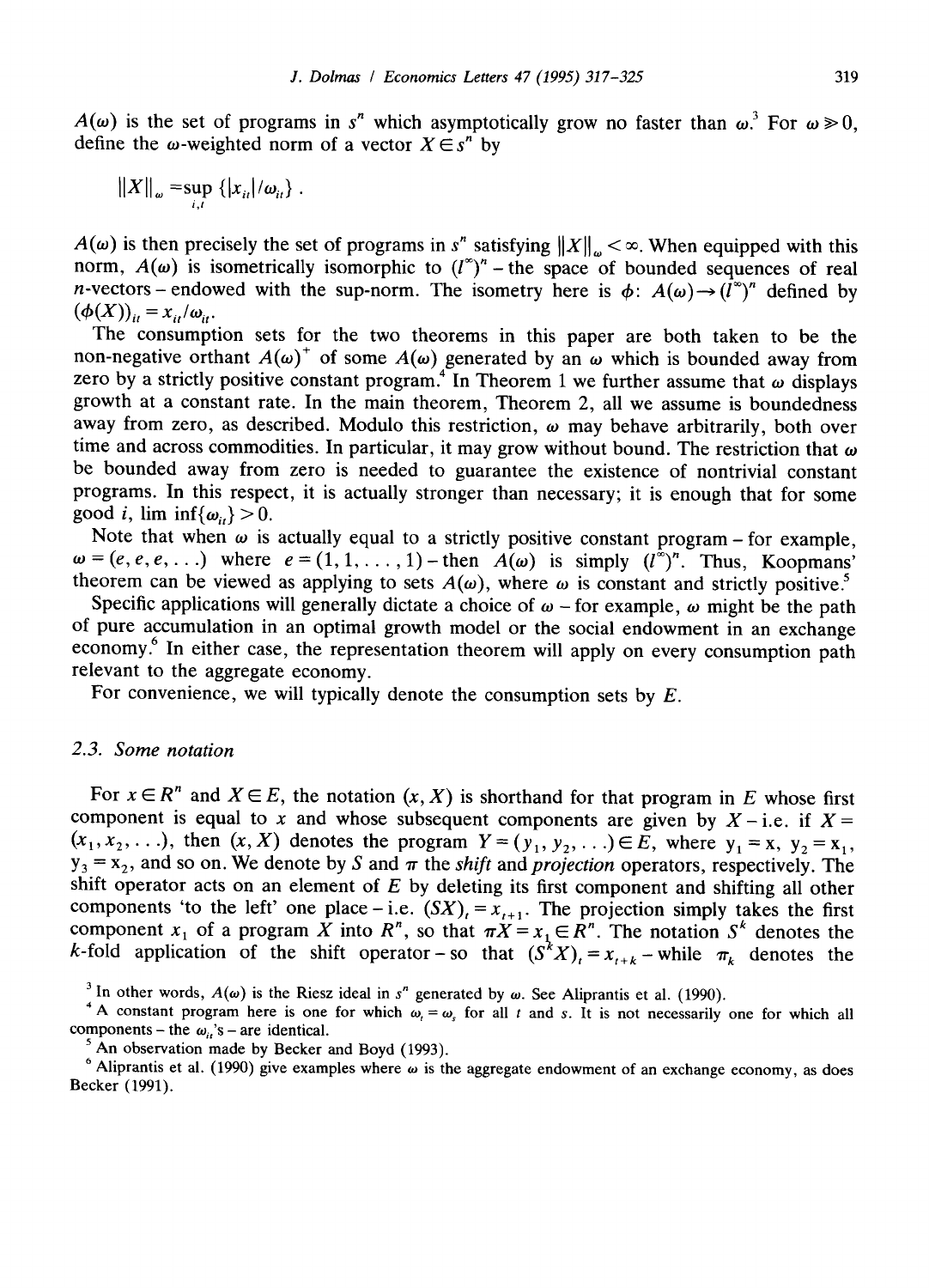$A(\omega)$ is the set of programs in $s^n$ which asymptotically grow no faster than $\omega$.[3] For $\omega \gg 0$, define the $\omega$-weighted norm of a vector $X \in s^n$ by

$$\|X\|_\omega = \sup_{i,t} \{|x_{it}|/\omega_{it}\} .$$

$A(\omega)$ is then precisely the set of programs in $s^n$ satisfying $\|X\|_\omega < \infty$. When equipped with this norm, $A(\omega)$ is isometrically isomorphic to $(l^\infty)^n$ – the space of bounded sequences of real $n$-vectors – endowed with the sup-norm. The isometry here is $\phi$: $A(\omega) \to (l^\infty)^n$ defined by $(\phi(X))_{it} = x_{it}/\omega_{it}$.

The consumption sets for the two theorems in this paper are both taken to be the non-negative orthant $A(\omega)^+$ of some $A(\omega)$ generated by an $\omega$ which is bounded away from zero by a strictly positive constant program.[4] In Theorem 1 we further assume that $\omega$ displays growth at a constant rate. In the main theorem, Theorem 2, all we assume is boundedness away from zero, as described. Modulo this restriction, $\omega$ may behave arbitrarily, both over time and across commodities. In particular, it may grow without bound. The restriction that $\omega$ be bounded away from zero is needed to guarantee the existence of nontrivial constant programs. In this respect, it is actually stronger than necessary; it is enough that for some good $i$, $\lim \inf\{\omega_{it}\} > 0$.

Note that when $\omega$ is actually equal to a strictly positive constant program – for example, $\omega = (e, e, e, \ldots)$ where $e = (1, 1, \ldots, 1)$ – then $A(\omega)$ is simply $(l^\infty)^n$. Thus, Koopmans' theorem can be viewed as applying to sets $A(\omega)$, where $\omega$ is constant and strictly positive.[5]

Specific applications will generally dictate a choice of $\omega$ – for example, $\omega$ might be the path of pure accumulation in an optimal growth model or the social endowment in an exchange economy.[6] In either case, the representation theorem will apply on every consumption path relevant to the aggregate economy.

For convenience, we will typically denote the consumption sets by $E$.

### 2.3. Some notation

For $x \in R^n$ and $X \in E$, the notation $(x, X)$ is shorthand for that program in $E$ whose first component is equal to $x$ and whose subsequent components are given by $X$ – i.e. if $X = (x_1, x_2, \ldots)$, then $(x, X)$ denotes the program $Y = (y_1, y_2, \ldots) \in E$, where $y_1 = x$, $y_2 = x_1$, $y_3 = x_2$, and so on. We denote by $S$ and $\pi$ the *shift* and *projection* operators, respectively. The shift operator acts on an element of $E$ by deleting its first component and shifting all other components 'to the left' one place – i.e. $(SX)_t = x_{t+1}$. The projection simply takes the first component $x_1$ of a program $X$ into $R^n$, so that $\pi X = x_1 \in R^n$. The notation $S^k$ denotes the $k$-fold application of the shift operator – so that $(S^k X)_t = x_{t+k}$ – while $\pi_k$ denotes the

[3] In other words, $A(\omega)$ is the Riesz ideal in $s^n$ generated by $\omega$. See Aliprantis et al. (1990).

[4] A constant program here is one for which $\omega_t = \omega_s$ for all $t$ and $s$. It is not necessarily one for which all components – the $\omega_{it}$'s – are identical.

[5] An observation made by Becker and Boyd (1993).

[6] Aliprantis et al. (1990) give examples where $\omega$ is the aggregate endowment of an exchange economy, as does Becker (1991).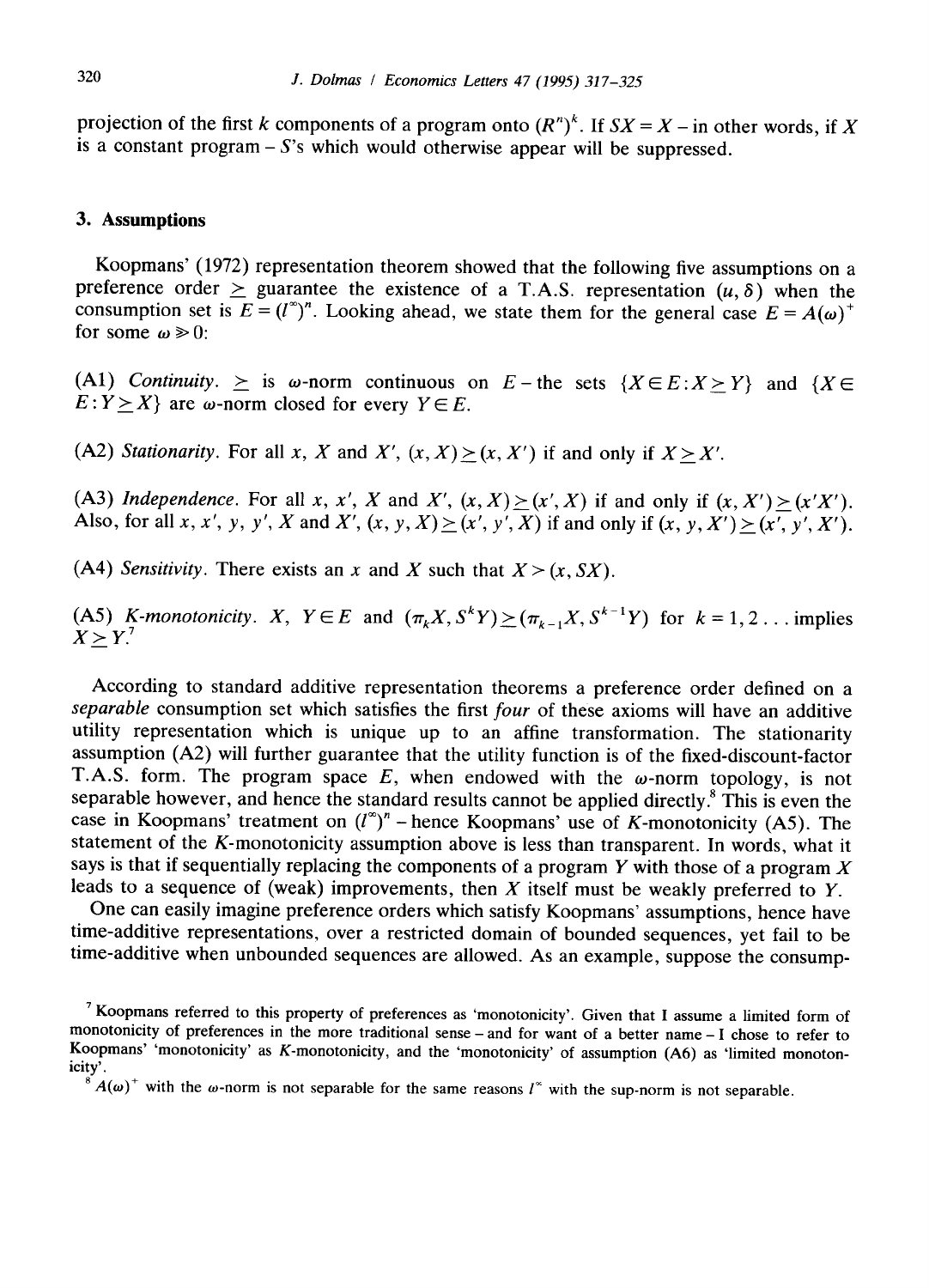projection of the first $k$ components of a program onto $(R^n)^k$. If $SX = X$ – in other words, if $X$ is a constant program – $S$'s which would otherwise appear will be suppressed.

## 3. Assumptions

Koopmans' (1972) representation theorem showed that the following five assumptions on a preference order $\succeq$ guarantee the existence of a T.A.S. representation $(u, \delta)$ when the consumption set is $E = (l^\infty)^n$. Looking ahead, we state them for the general case $E = A(\omega)^+$ for some $\omega \gg 0$:

(A1) *Continuity*. $\succeq$ is $\omega$-norm continuous on $E$ – the sets $\{X \in E : X \succeq Y\}$ and $\{X \in E : Y \succeq X\}$ are $\omega$-norm closed for every $Y \in E$.

(A2) *Stationarity*. For all $x$, $X$ and $X'$, $(x, X) \succeq (x, X')$ if and only if $X \succeq X'$.

(A3) *Independence*. For all $x$, $x'$, $X$ and $X'$, $(x, X) \succeq (x', X)$ if and only if $(x, X') \succeq (x'X')$. Also, for all $x$, $x'$, $y$, $y'$, $X$ and $X'$, $(x, y, X) \succeq (x', y', X)$ if and only if $(x, y, X') \succeq (x', y', X')$.

(A4) *Sensitivity*. There exists an $x$ and $X$ such that $X \succ (x, SX)$.

(A5) *K-monotonicity*. $X$, $Y \in E$ and $(\pi_k X, S^k Y) \succeq (\pi_{k-1} X, S^{k-1} Y)$ for $k = 1, 2 \ldots$ implies $X \succeq Y$.[7]

According to standard additive representation theorems a preference order defined on a *separable* consumption set which satisfies the first *four* of these axioms will have an additive utility representation which is unique up to an affine transformation. The stationarity assumption (A2) will further guarantee that the utility function is of the fixed-discount-factor T.A.S. form. The program space $E$, when endowed with the $\omega$-norm topology, is not separable however, and hence the standard results cannot be applied directly.[8] This is even the case in Koopmans' treatment on $(l^\infty)^n$ – hence Koopmans' use of $K$-monotonicity (A5). The statement of the $K$-monotonicity assumption above is less than transparent. In words, what it says is that if sequentially replacing the components of a program $Y$ with those of a program $X$ leads to a sequence of (weak) improvements, then $X$ itself must be weakly preferred to $Y$.

One can easily imagine preference orders which satisfy Koopmans' assumptions, hence have time-additive representations, over a restricted domain of bounded sequences, yet fail to be time-additive when unbounded sequences are allowed. As an example, suppose the consump-

[7] Koopmans referred to this property of preferences as 'monotonicity'. Given that I assume a limited form of monotonicity of preferences in the more traditional sense – and for want of a better name – I chose to refer to Koopmans' 'monotonicity' as $K$-monotonicity, and the 'monotonicity' of assumption (A6) as 'limited monotonicity'.

[8] $A(\omega)^+$ with the $\omega$-norm is not separable for the same reasons $l^\infty$ with the sup-norm is not separable.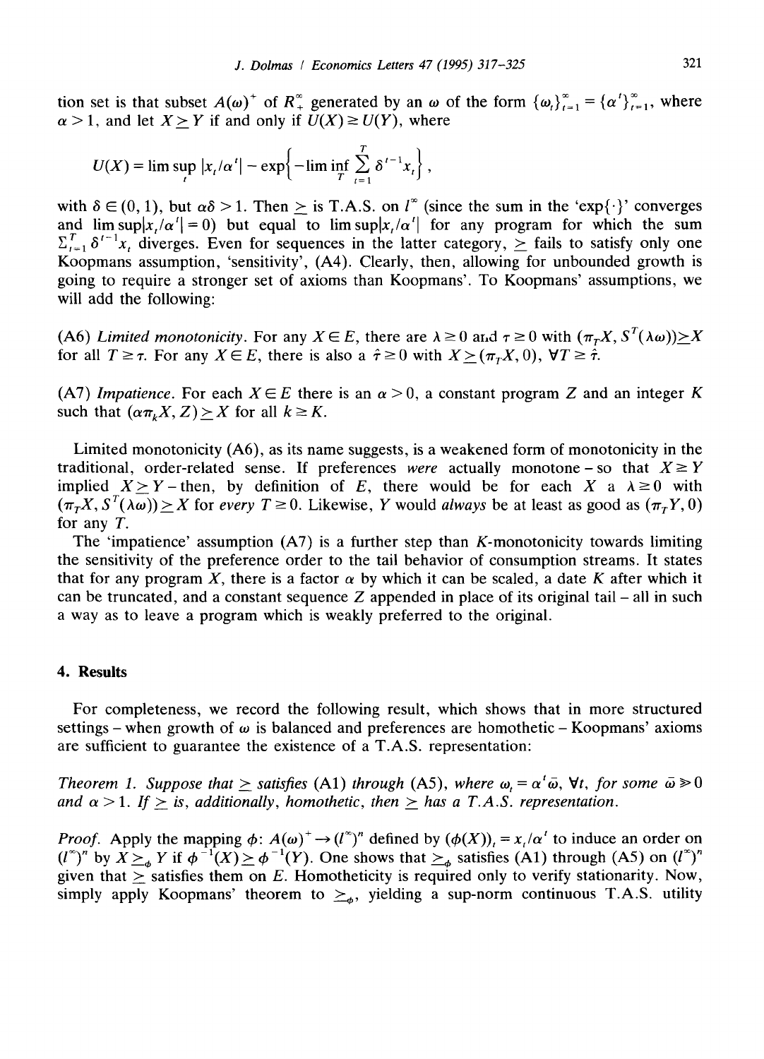tion set is that subset $A(\omega)^+$ of $R_+^\infty$ generated by an $\omega$ of the form $\{\omega_t\}_{t=1}^\infty = \{\alpha^t\}_{t=1}^\infty$, where $\alpha > 1$, and let $X \succeq Y$ if and only if $U(X) \geq U(Y)$, where

$$U(X) = \limsup_t |x_t/\alpha^t| - \exp\left\{-\liminf_T \sum_{t=1}^T \delta^{t-1} x_t\right\},$$

with $\delta \in (0, 1)$, but $\alpha\delta > 1$. Then $\succeq$ is T.A.S. on $l^\infty$ (since the sum in the 'exp{·}' converges and $\limsup|x_t/\alpha^t| = 0$) but equal to $\limsup|x_t/\alpha^t|$ for any program for which the sum $\Sigma_{t=1}^T \delta^{t-1} x_t$ diverges. Even for sequences in the latter category, $\succeq$ fails to satisfy only one Koopmans assumption, 'sensitivity', (A4). Clearly, then, allowing for unbounded growth is going to require a stronger set of axioms than Koopmans'. To Koopmans' assumptions, we will add the following:

(A6) *Limited monotonicity*. For any $X \in E$, there are $\lambda \geq 0$ and $\tau \geq 0$ with $(\pi_T X, S^T(\lambda\omega)) \succeq X$ for all $T \geq \tau$. For any $X \in E$, there is also a $\hat{\tau} \geq 0$ with $X \succeq (\pi_T X, 0)$, $\forall T \geq \hat{\tau}$.

(A7) *Impatience*. For each $X \in E$ there is an $\alpha > 0$, a constant program $Z$ and an integer $K$ such that $(\alpha\pi_k X, Z) \succeq X$ for all $k \geq K$.

Limited monotonicity (A6), as its name suggests, is a weakened form of monotonicity in the traditional, order-related sense. If preferences *were* actually monotone – so that $X \geq Y$ implied $X \succeq Y$ – then, by definition of $E$, there would be for each $X$ a $\lambda \geq 0$ with $(\pi_T X, S^T(\lambda\omega)) \succeq X$ for *every* $T \geq 0$. Likewise, $Y$ would *always* be at least as good as $(\pi_T Y, 0)$ for any $T$.

The 'impatience' assumption (A7) is a further step than $K$-monotonicity towards limiting the sensitivity of the preference order to the tail behavior of consumption streams. It states that for any program $X$, there is a factor $\alpha$ by which it can be scaled, a date $K$ after which it can be truncated, and a constant sequence $Z$ appended in place of its original tail – all in such a way as to leave a program which is weakly preferred to the original.

## 4. Results

For completeness, we record the following result, which shows that in more structured settings – when growth of $\omega$ is balanced and preferences are homothetic – Koopmans' axioms are sufficient to guarantee the existence of a T.A.S. representation:

*Theorem 1. Suppose that $\succeq$ satisfies* (A1) *through* (A5), *where $\omega_t = \alpha^t\bar{\omega}$, $\forall t$, for some $\bar{\omega} \gg 0$ and $\alpha > 1$. If $\succeq$ is, additionally, homothetic, then $\succeq$ has a T.A.S. representation.*

*Proof.* Apply the mapping $\phi$: $A(\omega)^+ \to (l^\infty)^n$ defined by $(\phi(X))_t = x_t/\alpha^t$ to induce an order on $(l^\infty)^n$ by $X \succeq_\phi Y$ if $\phi^{-1}(X) \succeq \phi^{-1}(Y)$. One shows that $\succeq_\phi$ satisfies (A1) through (A5) on $(l^\infty)^n$ given that $\succeq$ satisfies them on $E$. Homotheticity is required only to verify stationarity. Now, simply apply Koopmans' theorem to $\succeq_\phi$, yielding a sup-norm continuous T.A.S. utility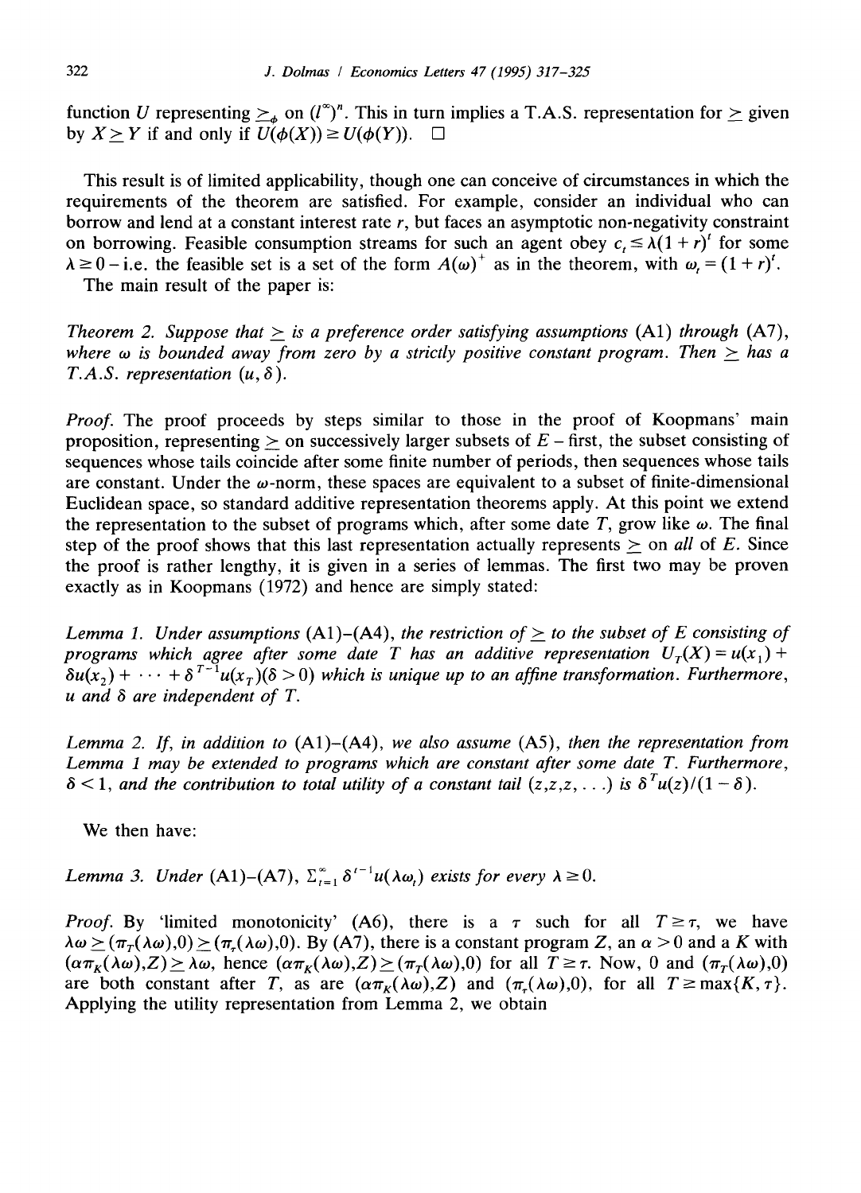function $U$ representing $\succeq_\phi$ on $(l^\infty)^n$. This in turn implies a T.A.S. representation for $\succeq$ given by $X \succeq Y$ if and only if $U(\phi(X)) \geq U(\phi(Y))$. $\square$

This result is of limited applicability, though one can conceive of circumstances in which the requirements of the theorem are satisfied. For example, consider an individual who can borrow and lend at a constant interest rate $r$, but faces an asymptotic non-negativity constraint on borrowing. Feasible consumption streams for such an agent obey $c_t \leq \lambda(1+r)^t$ for some $\lambda \geq 0$ – i.e. the feasible set is a set of the form $A(\omega)^+$ as in the theorem, with $\omega_t = (1+r)^t$.

The main result of the paper is:

*Theorem 2. Suppose that $\succeq$ is a preference order satisfying assumptions* (A1) *through* (A7), *where $\omega$ is bounded away from zero by a strictly positive constant program. Then $\succeq$ has a T.A.S. representation $(u, \delta)$.*

*Proof.* The proof proceeds by steps similar to those in the proof of Koopmans' main proposition, representing $\succeq$ on successively larger subsets of $E$ – first, the subset consisting of sequences whose tails coincide after some finite number of periods, then sequences whose tails are constant. Under the $\omega$-norm, these spaces are equivalent to a subset of finite-dimensional Euclidean space, so standard additive representation theorems apply. At this point we extend the representation to the subset of programs which, after some date $T$, grow like $\omega$. The final step of the proof shows that this last representation actually represents $\succeq$ on *all* of $E$. Since the proof is rather lengthy, it is given in a series of lemmas. The first two may be proven exactly as in Koopmans (1972) and hence are simply stated:

*Lemma 1. Under assumptions* (A1)–(A4), *the restriction of $\succeq$ to the subset of E consisting of programs which agree after some date T has an additive representation $U_T(X) = u(x_1) + \delta u(x_2) + \cdots + \delta^{T-1}u(x_T)(\delta > 0)$ which is unique up to an affine transformation. Furthermore, u and $\delta$ are independent of T.*

*Lemma 2. If, in addition to* (A1)–(A4), *we also assume* (A5), *then the representation from Lemma 1 may be extended to programs which are constant after some date T. Furthermore, $\delta < 1$, and the contribution to total utility of a constant tail $(z,z,z,\ldots)$ is $\delta^T u(z)/(1-\delta)$.*

We then have:

*Lemma 3. Under* (A1)–(A7), $\sum_{t=1}^{\infty} \delta^{t-1} u(\lambda\omega_t)$ *exists for every* $\lambda \geq 0$.

*Proof.* By 'limited monotonicity' (A6), there is a $\tau$ such for all $T \geq \tau$, we have $\lambda\omega \succeq (\pi_T(\lambda\omega), 0) \succeq (\pi_\tau(\lambda\omega), 0)$. By (A7), there is a constant program $Z$, an $\alpha > 0$ and a $K$ with $(\alpha\pi_K(\lambda\omega), Z) \succeq \lambda\omega$, hence $(\alpha\pi_K(\lambda\omega), Z) \succeq (\pi_T(\lambda\omega), 0)$ for all $T \geq \tau$. Now, 0 and $(\pi_T(\lambda\omega), 0)$ are both constant after $T$, as are $(\alpha\pi_K(\lambda\omega), Z)$ and $(\pi_\tau(\lambda\omega), 0)$, for all $T \geq \max\{K, \tau\}$. Applying the utility representation from Lemma 2, we obtain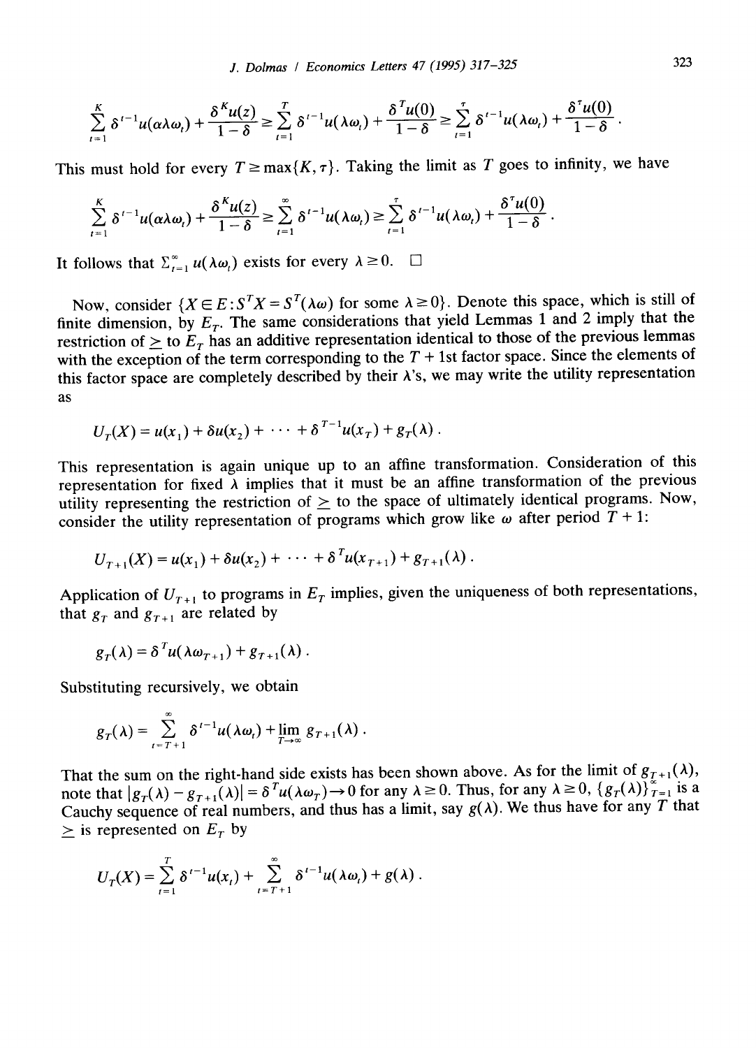$$\sum_{t=1}^{K} \delta^{t-1} u(\alpha\lambda\omega_t) + \frac{\delta^K u(z)}{1-\delta} \geq \sum_{t=1}^{T} \delta^{t-1} u(\lambda\omega_t) + \frac{\delta^T u(0)}{1-\delta} \geq \sum_{t=1}^{\tau} \delta^{t-1} u(\lambda\omega_t) + \frac{\delta^\tau u(0)}{1-\delta} .$$

This must hold for every $T \geq \max\{K, \tau\}$. Taking the limit as $T$ goes to infinity, we have

$$\sum_{t=1}^{K} \delta^{t-1} u(\alpha\lambda\omega_t) + \frac{\delta^K u(z)}{1-\delta} \geq \sum_{t=1}^{\infty} \delta^{t-1} u(\lambda\omega_t) \geq \sum_{t=1}^{\tau} \delta^{t-1} u(\lambda\omega_t) + \frac{\delta^\tau u(0)}{1-\delta} .$$

It follows that $\Sigma_{t=1}^{\infty} u(\lambda\omega_t)$ exists for every $\lambda \geq 0$. $\square$

Now, consider $\{X \in E : S^T X = S^T(\lambda\omega)$ for some $\lambda \geq 0\}$. Denote this space, which is still of finite dimension, by $E_T$. The same considerations that yield Lemmas 1 and 2 imply that the restriction of $\succeq$ to $E_T$ has an additive representation identical to those of the previous lemmas with the exception of the term corresponding to the $T+1$st factor space. Since the elements of this factor space are completely described by their $\lambda$'s, we may write the utility representation as

$$U_T(X) = u(x_1) + \delta u(x_2) + \cdots + \delta^{T-1} u(x_T) + g_T(\lambda) .$$

This representation is again unique up to an affine transformation. Consideration of this representation for fixed $\lambda$ implies that it must be an affine transformation of the previous utility representing the restriction of $\succeq$ to the space of ultimately identical programs. Now, consider the utility representation of programs which grow like $\omega$ after period $T+1$:

$$U_{T+1}(X) = u(x_1) + \delta u(x_2) + \cdots + \delta^{T} u(x_{T+1}) + g_{T+1}(\lambda) .$$

Application of $U_{T+1}$ to programs in $E_T$ implies, given the uniqueness of both representations, that $g_T$ and $g_{T+1}$ are related by

$$g_T(\lambda) = \delta^T u(\lambda\omega_{T+1}) + g_{T+1}(\lambda) .$$

Substituting recursively, we obtain

$$g_T(\lambda) = \sum_{t=T+1}^{\infty} \delta^{t-1} u(\lambda\omega_t) + \lim_{T\to\infty} g_{T+1}(\lambda) .$$

That the sum on the right-hand side exists has been shown above. As for the limit of $g_{T+1}(\lambda)$, note that $|g_T(\lambda) - g_{T+1}(\lambda)| = \delta^T u(\lambda\omega_T) \to 0$ for any $\lambda \geq 0$. Thus, for any $\lambda \geq 0$, $\{g_T(\lambda)\}_{T=1}^{\infty}$ is a Cauchy sequence of real numbers, and thus has a limit, say $g(\lambda)$. We thus have for any $T$ that $\succeq$ is represented on $E_T$ by

$$U_T(X) = \sum_{t=1}^{T} \delta^{t-1} u(x_t) + \sum_{t=T+1}^{\infty} \delta^{t-1} u(\lambda\omega_t) + g(\lambda) .$$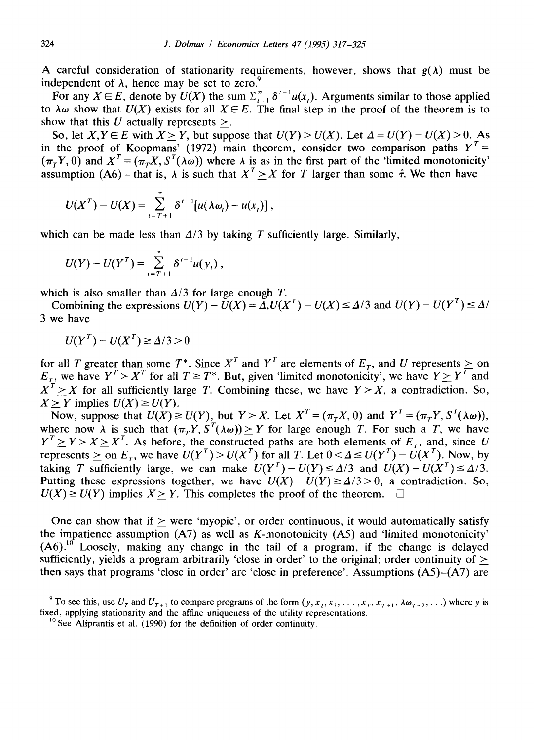A careful consideration of stationarity requirements, however, shows that $g(\lambda)$ must be independent of $\lambda$, hence may be set to zero.[9]

For any $X \in E$, denote by $U(X)$ the sum $\Sigma_{t=1}^{\infty} \delta^{t-1} u(x_t)$. Arguments similar to those applied to $\lambda\omega$ show that $U(X)$ exists for all $X \in E$. The final step in the proof of the theorem is to show that this $U$ actually represents $\succeq$.

So, let $X, Y \in E$ with $X \succeq Y$, but suppose that $U(Y) > U(X)$. Let $\Delta = U(Y) - U(X) > 0$. As in the proof of Koopmans' (1972) main theorem, consider two comparison paths $Y^T = (\pi_T Y, 0)$ and $X^T = (\pi_T X, S^T(\lambda\omega))$ where $\lambda$ is as in the first part of the 'limited monotonicity' assumption (A6) – that is, $\lambda$ is such that $X^T \succeq X$ for $T$ larger than some $\hat{\tau}$. We then have

$$U(X^T) - U(X) = \sum_{t=T+1}^{\infty} \delta^{t-1}[u(\lambda\omega_t) - u(x_t)] ,$$

which can be made less than $\Delta/3$ by taking $T$ sufficiently large. Similarly,

$$U(Y) - U(Y^T) = \sum_{t=T+1}^{\infty} \delta^{t-1} u(y_t) ,$$

which is also smaller than $\Delta/3$ for large enough $T$.

Combining the expressions $U(Y) - U(X) = \Delta, U(X^T) - U(X) \leq \Delta/3$ and $U(Y) - U(Y^T) \leq \Delta/3$ we have

$$U(Y^T) - U(X^T) \geq \Delta/3 > 0$$

for all $T$ greater than some $T^*$. Since $X^T$ and $Y^T$ are elements of $E_T$, and $U$ represents $\succeq$ on $E_T$, we have $Y^T \succ X^T$ for all $T \geq T^*$. But, given 'limited monotonicity', we have $Y \succeq Y^T$ and $X^T \succeq X$ for all sufficiently large $T$. Combining these, we have $Y \succ X$, a contradiction. So, $X \succeq Y$ implies $U(X) \geq U(Y)$.

Now, suppose that $U(X) \geq U(Y)$, but $Y \succ X$. Let $X^T = (\pi_T X, 0)$ and $Y^T = (\pi_T Y, S^T(\lambda\omega))$, where now $\lambda$ is such that $(\pi_T Y, S^T(\lambda\omega)) \succeq Y$ for large enough $T$. For such a $T$, we have $Y^T \succeq Y \succ X \succeq X^T$. As before, the constructed paths are both elements of $E_T$, and, since $U$ represents $\succeq$ on $E_T$, we have $U(Y^T) > U(X^T)$ for all $T$. Let $0 < \Delta \leq U(Y^T) - U(X^T)$. Now, by taking $T$ sufficiently large, we can make $U(Y^T) - U(Y) \leq \Delta/3$ and $U(X) - U(X^T) \leq \Delta/3$. Putting these expressions together, we have $U(X) - U(Y) \geq \Delta/3 > 0$, a contradiction. So, $U(X) \geq U(Y)$ implies $X \succeq Y$. This completes the proof of the theorem. $\square$

One can show that if $\succeq$ were 'myopic', or order continuous, it would automatically satisfy the impatience assumption (A7) as well as $K$-monotonicity (A5) and 'limited monotonicity' (A6).[10] Loosely, making any change in the tail of a program, if the change is delayed sufficiently, yields a program arbitrarily 'close in order' to the original; order continuity of $\succeq$ then says that programs 'close in order' are 'close in preference'. Assumptions (A5)–(A7) are

[9] To see this, use $U_T$ and $U_{T+1}$ to compare programs of the form $(y, x_2, x_3, \ldots, x_T, x_{T+1}, \lambda\omega_{T+2}, \ldots)$ where $y$ is fixed, applying stationarity and the affine uniqueness of the utility representations.

[10] See Aliprantis et al. (1990) for the definition of order continuity.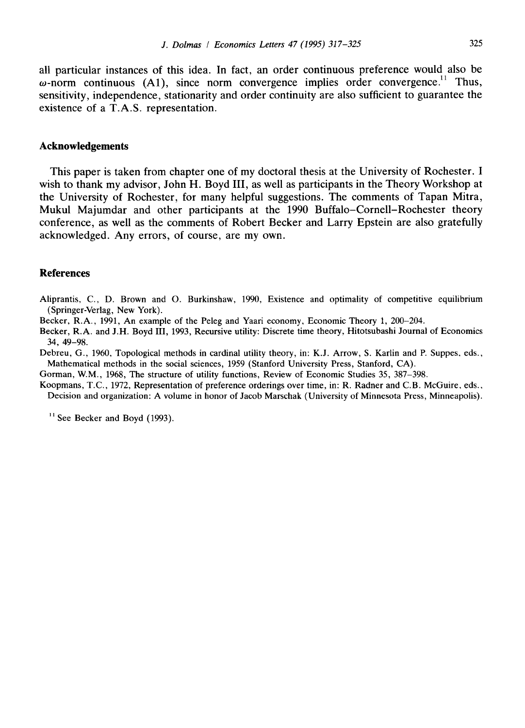all particular instances of this idea. In fact, an order continuous preference would also be $\omega$-norm continuous (A1), since norm convergence implies order convergence.[11] Thus, sensitivity, independence, stationarity and order continuity are also sufficient to guarantee the existence of a T.A.S. representation.

## Acknowledgements

This paper is taken from chapter one of my doctoral thesis at the University of Rochester. I wish to thank my advisor, John H. Boyd III, as well as participants in the Theory Workshop at the University of Rochester, for many helpful suggestions. The comments of Tapan Mitra, Mukul Majumdar and other participants at the 1990 Buffalo–Cornell–Rochester theory conference, as well as the comments of Robert Becker and Larry Epstein are also gratefully acknowledged. Any errors, of course, are my own.

## References

Aliprantis, C., D. Brown and O. Burkinshaw, 1990, Existence and optimality of competitive equilibrium (Springer-Verlag, New York).

Becker, R.A., 1991, An example of the Peleg and Yaari economy, Economic Theory 1, 200–204.

Becker, R.A. and J.H. Boyd III, 1993, Recursive utility: Discrete time theory, Hitotsubashi Journal of Economics 34, 49–98.

Debreu, G., 1960, Topological methods in cardinal utility theory, in: K.J. Arrow, S. Karlin and P. Suppes, eds., Mathematical methods in the social sciences, 1959 (Stanford University Press, Stanford, CA).

Gorman, W.M., 1968, The structure of utility functions, Review of Economic Studies 35, 387–398.

Koopmans, T.C., 1972, Representation of preference orderings over time, in: R. Radner and C.B. McGuire, eds., Decision and organization: A volume in honor of Jacob Marschak (University of Minnesota Press, Minneapolis).

[11] See Becker and Boyd (1993).